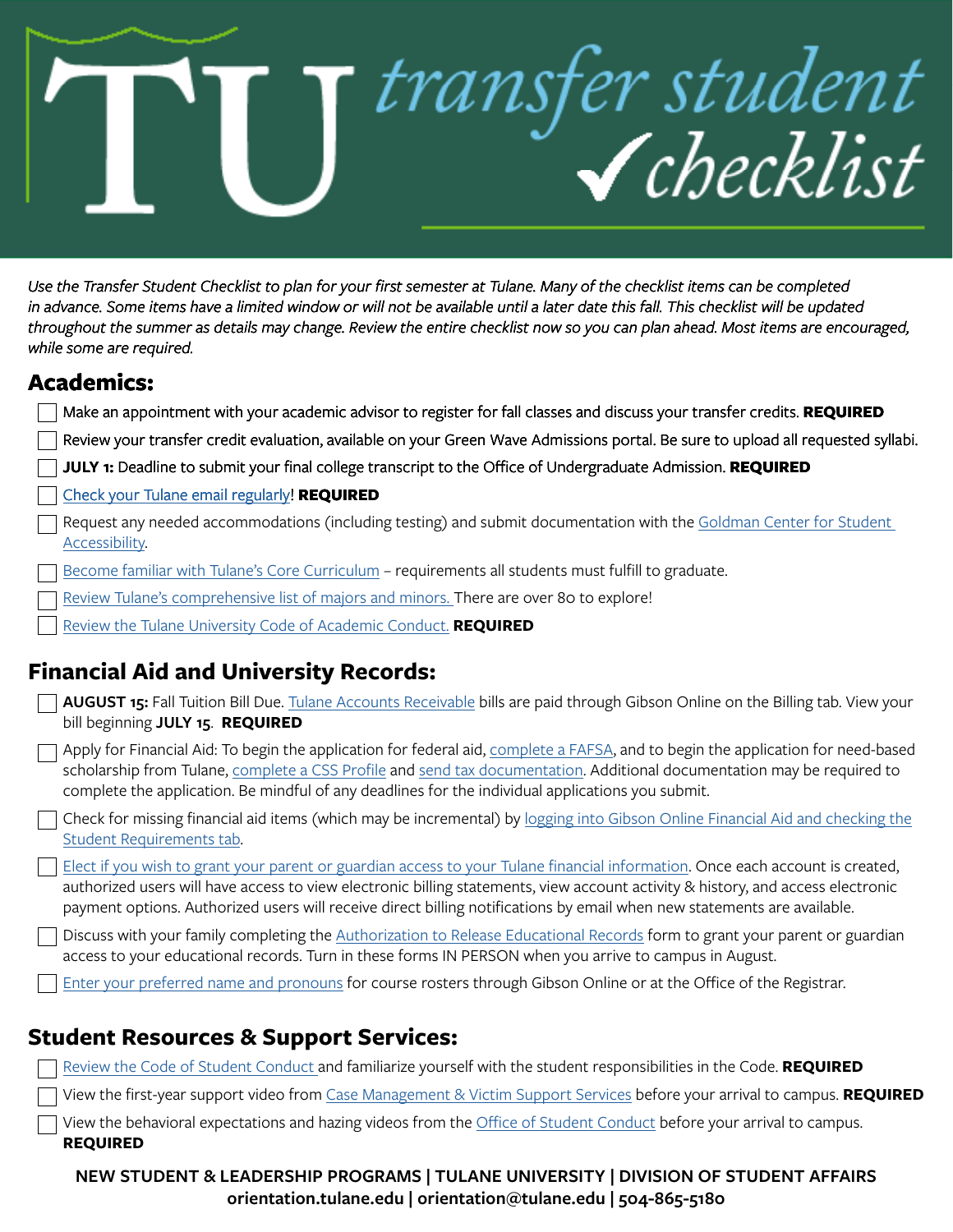# TU transfer student ✓checklist

*Use the Transfer Student Checklist to plan for your first semester at Tulane. Many of the checklist items can be completed in advance. Some items have a limited window or will not be available until a later date this fall. This checklist will be updated throughout the summer as details may change. Review the entire checklist now so you can plan ahead. Most items are encouraged, while some are required.*

## Academics:

- [ ] Make an appointment with your academic advisor to register for fall classes and discuss your transfer credits. **REQUIRED**
- [ ] Review your transfer credit evaluation, available on your Green Wave Admissions portal. Be sure to upload all requested syllabi.
- [ ] **JULY 1:** Deadline to submit your final college transcript to the Office of Undergraduate Admission. **REQUIRED**
- [ ] Check your Tulane email regularly! **REQUIRED**
- [ ] Request any needed accommodations (including testing) and submit documentation with the Goldman Center for Student Accessibility.
- [ ] Become familiar with Tulane's Core Curriculum – requirements all students must fulfill to graduate.
- [ ] Review Tulane's comprehensive list of majors and minors. There are over 80 to explore!
- [ ] Review the Tulane University Code of Academic Conduct. **REQUIRED**

## Financial Aid and University Records:

- [ ] **AUGUST 15:** Fall Tuition Bill Due. Tulane Accounts Receivable bills are paid through Gibson Online on the Billing tab. View your bill beginning **JULY 15**. **REQUIRED**
- [ ] Apply for Financial Aid: To begin the application for federal aid, complete a FAFSA, and to begin the application for need-based scholarship from Tulane, complete a CSS Profile and send tax documentation. Additional documentation may be required to complete the application. Be mindful of any deadlines for the individual applications you submit.
- [ ] Check for missing financial aid items (which may be incremental) by logging into Gibson Online Financial Aid and checking the Student Requirements tab.
- [ ] Elect if you wish to grant your parent or guardian access to your Tulane financial information. Once each account is created, authorized users will have access to view electronic billing statements, view account activity & history, and access electronic payment options. Authorized users will receive direct billing notifications by email when new statements are available.
- [ ] Discuss with your family completing the Authorization to Release Educational Records form to grant your parent or guardian access to your educational records. Turn in these forms IN PERSON when you arrive to campus in August.
- [ ] Enter your preferred name and pronouns for course rosters through Gibson Online or at the Office of the Registrar.

## Student Resources & Support Services:

- [ ] Review the Code of Student Conduct and familiarize yourself with the student responsibilities in the Code. **REQUIRED**
- [ ] View the first-year support video from Case Management & Victim Support Services before your arrival to campus. **REQUIRED**
- [ ] View the behavioral expectations and hazing videos from the Office of Student Conduct before your arrival to campus. **REQUIRED**

**NEW STUDENT & LEADERSHIP PROGRAMS | TULANE UNIVERSITY | DIVISION OF STUDENT AFFAIRS**
**orientation.tulane.edu | orientation@tulane.edu | 504-865-5180**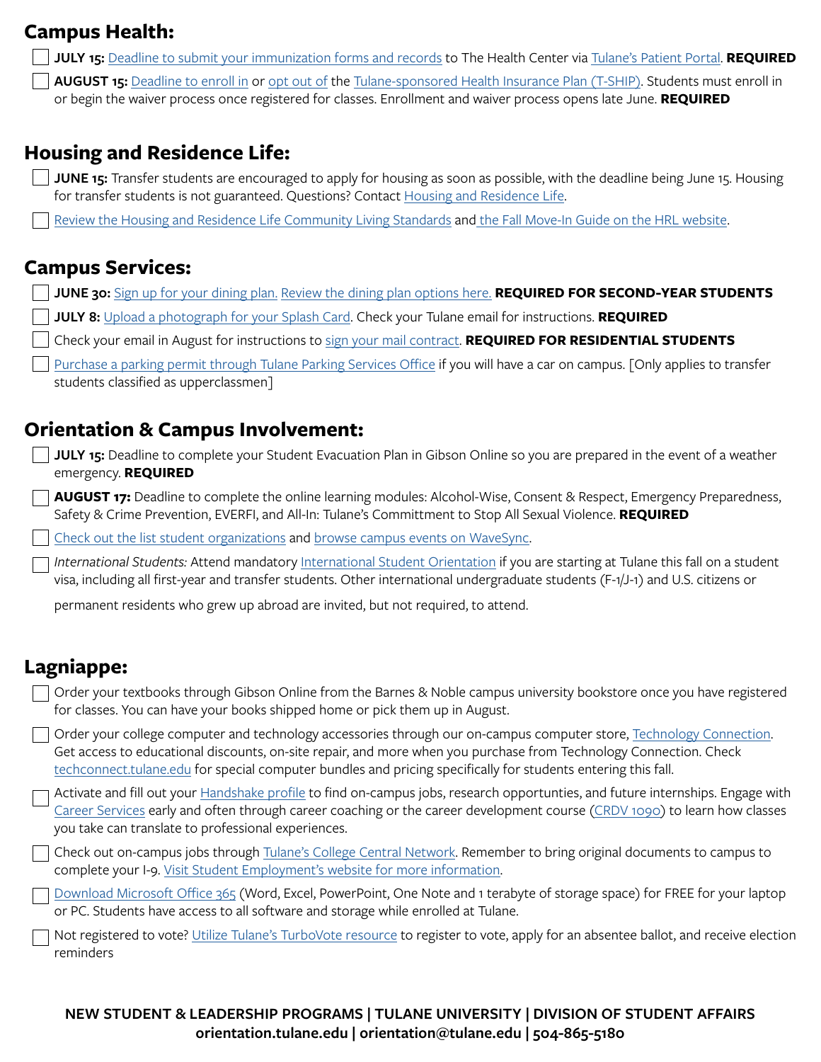## Campus Health:

- [ ] **JULY 15:** Deadline to submit your immunization forms and records to The Health Center via Tulane's Patient Portal. **REQUIRED**
- [ ] **AUGUST 15:** Deadline to enroll in or opt out of the Tulane-sponsored Health Insurance Plan (T-SHIP). Students must enroll in or begin the waiver process once registered for classes. Enrollment and waiver process opens late June. **REQUIRED**

## Housing and Residence Life:

- [ ] **JUNE 15:** Transfer students are encouraged to apply for housing as soon as possible, with the deadline being June 15. Housing for transfer students is not guaranteed. Questions? Contact Housing and Residence Life.
- [ ] Review the Housing and Residence Life Community Living Standards and the Fall Move-In Guide on the HRL website.

## Campus Services:

- [ ] **JUNE 30:** Sign up for your dining plan. Review the dining plan options here. **REQUIRED FOR SECOND-YEAR STUDENTS**
- [ ] **JULY 8:** Upload a photograph for your Splash Card. Check your Tulane email for instructions. **REQUIRED**
- [ ] Check your email in August for instructions to sign your mail contract. **REQUIRED FOR RESIDENTIAL STUDENTS**
- [ ] Purchase a parking permit through Tulane Parking Services Office if you will have a car on campus. [Only applies to transfer students classified as upperclassmen]

## Orientation & Campus Involvement:

- [ ] **JULY 15:** Deadline to complete your Student Evacuation Plan in Gibson Online so you are prepared in the event of a weather emergency. **REQUIRED**
- [ ] **AUGUST 17:** Deadline to complete the online learning modules: Alcohol-Wise, Consent & Respect, Emergency Preparedness, Safety & Crime Prevention, EVERFI, and All-In: Tulane's Committment to Stop All Sexual Violence. **REQUIRED**
- [ ] Check out the list student organizations and browse campus events on WaveSync.
- [ ] *International Students:* Attend mandatory International Student Orientation if you are starting at Tulane this fall on a student visa, including all first-year and transfer students. Other international undergraduate students (F-1/J-1) and U.S. citizens or permanent residents who grew up abroad are invited, but not required, to attend.

## Lagniappe:

- [ ] Order your textbooks through Gibson Online from the Barnes & Noble campus university bookstore once you have registered for classes. You can have your books shipped home or pick them up in August.
- [ ] Order your college computer and technology accessories through our on-campus computer store, Technology Connection. Get access to educational discounts, on-site repair, and more when you purchase from Technology Connection. Check techconnect.tulane.edu for special computer bundles and pricing specifically for students entering this fall.
- [ ] Activate and fill out your Handshake profile to find on-campus jobs, research opportunities, and future internships. Engage with Career Services early and often through career coaching or the career development course (CRDV 1090) to learn how classes you take can translate to professional experiences.
- [ ] Check out on-campus jobs through Tulane's College Central Network. Remember to bring original documents to campus to complete your I-9. Visit Student Employment's website for more information.
- [ ] Download Microsoft Office 365 (Word, Excel, PowerPoint, One Note and 1 terabyte of storage space) for FREE for your laptop or PC. Students have access to all software and storage while enrolled at Tulane.
- [ ] Not registered to vote? Utilize Tulane's TurboVote resource to register to vote, apply for an absentee ballot, and receive election reminders

**NEW STUDENT & LEADERSHIP PROGRAMS | TULANE UNIVERSITY | DIVISION OF STUDENT AFFAIRS**
**orientation.tulane.edu | orientation@tulane.edu | 504-865-5180**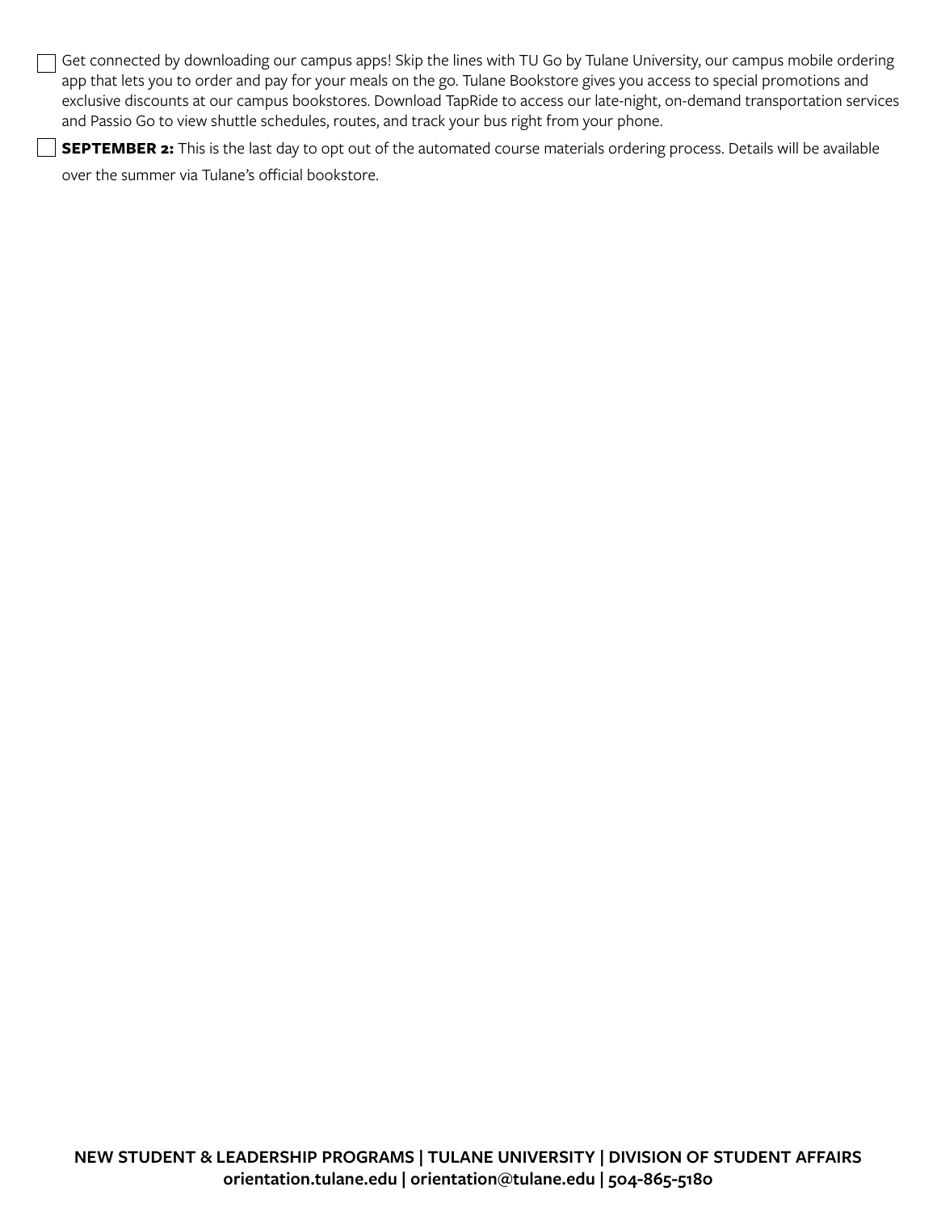- [ ] Get connected by downloading our campus apps! Skip the lines with TU Go by Tulane University, our campus mobile ordering app that lets you to order and pay for your meals on the go. Tulane Bookstore gives you access to special promotions and exclusive discounts at our campus bookstores. Download TapRide to access our late-night, on-demand transportation services and Passio Go to view shuttle schedules, routes, and track your bus right from your phone.
- [ ] **SEPTEMBER 2:** This is the last day to opt out of the automated course materials ordering process. Details will be available over the summer via Tulane's official bookstore.

**NEW STUDENT & LEADERSHIP PROGRAMS | TULANE UNIVERSITY | DIVISION OF STUDENT AFFAIRS**
**orientation.tulane.edu | orientation@tulane.edu | 504-865-5180**